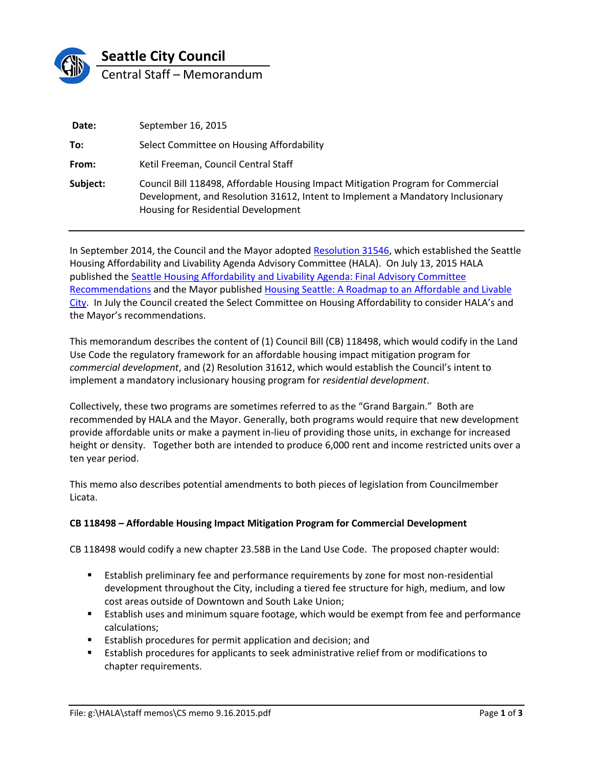# Seattle City Council

Central Staff – Memorandum

| | |
|---|---|
| **Date:** | September 16, 2015 |
| **To:** | Select Committee on Housing Affordability |
| **From:** | Ketil Freeman, Council Central Staff |
| **Subject:** | Council Bill 118498, Affordable Housing Impact Mitigation Program for Commercial Development, and Resolution 31612, Intent to Implement a Mandatory Inclusionary Housing for Residential Development |

In September 2014, the Council and the Mayor adopted Resolution 31546, which established the Seattle Housing Affordability and Livability Agenda Advisory Committee (HALA). On July 13, 2015 HALA published the Seattle Housing Affordability and Livability Agenda: Final Advisory Committee Recommendations and the Mayor published Housing Seattle: A Roadmap to an Affordable and Livable City. In July the Council created the Select Committee on Housing Affordability to consider HALA's and the Mayor's recommendations.

This memorandum describes the content of (1) Council Bill (CB) 118498, which would codify in the Land Use Code the regulatory framework for an affordable housing impact mitigation program for *commercial development*, and (2) Resolution 31612, which would establish the Council's intent to implement a mandatory inclusionary housing program for *residential development*.

Collectively, these two programs are sometimes referred to as the "Grand Bargain." Both are recommended by HALA and the Mayor. Generally, both programs would require that new development provide affordable units or make a payment in-lieu of providing those units, in exchange for increased height or density. Together both are intended to produce 6,000 rent and income restricted units over a ten year period.

This memo also describes potential amendments to both pieces of legislation from Councilmember Licata.

**CB 118498 – Affordable Housing Impact Mitigation Program for Commercial Development**

CB 118498 would codify a new chapter 23.58B in the Land Use Code. The proposed chapter would:

- Establish preliminary fee and performance requirements by zone for most non-residential development throughout the City, including a tiered fee structure for high, medium, and low cost areas outside of Downtown and South Lake Union;
- Establish uses and minimum square footage, which would be exempt from fee and performance calculations;
- Establish procedures for permit application and decision; and
- Establish procedures for applicants to seek administrative relief from or modifications to chapter requirements.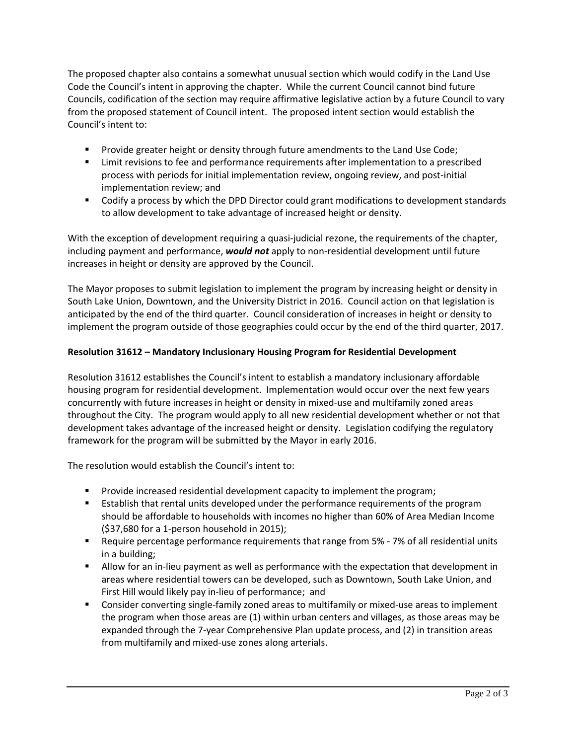The proposed chapter also contains a somewhat unusual section which would codify in the Land Use Code the Council's intent in approving the chapter. While the current Council cannot bind future Councils, codification of the section may require affirmative legislative action by a future Council to vary from the proposed statement of Council intent. The proposed intent section would establish the Council's intent to:

- Provide greater height or density through future amendments to the Land Use Code;
- Limit revisions to fee and performance requirements after implementation to a prescribed process with periods for initial implementation review, ongoing review, and post-initial implementation review; and
- Codify a process by which the DPD Director could grant modifications to development standards to allow development to take advantage of increased height or density.

With the exception of development requiring a quasi-judicial rezone, the requirements of the chapter, including payment and performance, ***would not*** apply to non-residential development until future increases in height or density are approved by the Council.

The Mayor proposes to submit legislation to implement the program by increasing height or density in South Lake Union, Downtown, and the University District in 2016. Council action on that legislation is anticipated by the end of the third quarter. Council consideration of increases in height or density to implement the program outside of those geographies could occur by the end of the third quarter, 2017.

**Resolution 31612 – Mandatory Inclusionary Housing Program for Residential Development**

Resolution 31612 establishes the Council's intent to establish a mandatory inclusionary affordable housing program for residential development. Implementation would occur over the next few years concurrently with future increases in height or density in mixed-use and multifamily zoned areas throughout the City. The program would apply to all new residential development whether or not that development takes advantage of the increased height or density. Legislation codifying the regulatory framework for the program will be submitted by the Mayor in early 2016.

The resolution would establish the Council's intent to:

- Provide increased residential development capacity to implement the program;
- Establish that rental units developed under the performance requirements of the program should be affordable to households with incomes no higher than 60% of Area Median Income ($37,680 for a 1-person household in 2015);
- Require percentage performance requirements that range from 5% - 7% of all residential units in a building;
- Allow for an in-lieu payment as well as performance with the expectation that development in areas where residential towers can be developed, such as Downtown, South Lake Union, and First Hill would likely pay in-lieu of performance; and
- Consider converting single-family zoned areas to multifamily or mixed-use areas to implement the program when those areas are (1) within urban centers and villages, as those areas may be expanded through the 7-year Comprehensive Plan update process, and (2) in transition areas from multifamily and mixed-use zones along arterials.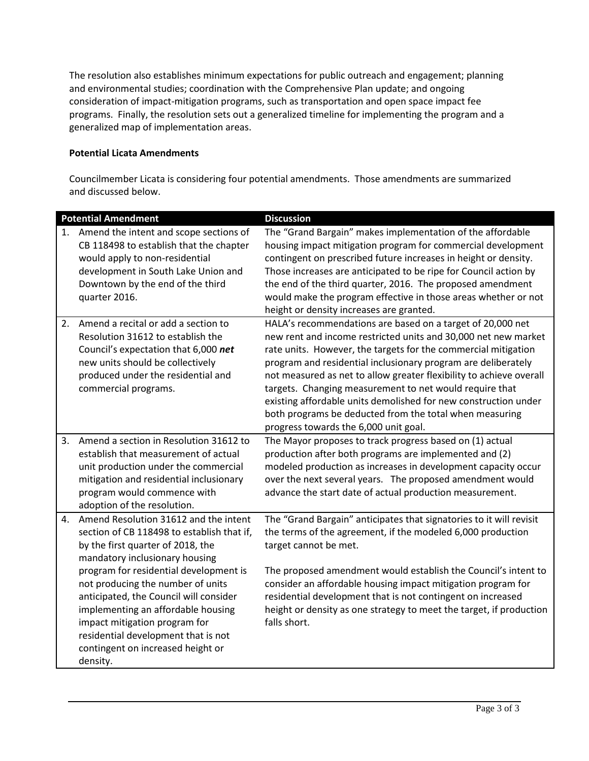The resolution also establishes minimum expectations for public outreach and engagement; planning and environmental studies; coordination with the Comprehensive Plan update; and ongoing consideration of impact-mitigation programs, such as transportation and open space impact fee programs. Finally, the resolution sets out a generalized timeline for implementing the program and a generalized map of implementation areas.

**Potential Licata Amendments**

Councilmember Licata is considering four potential amendments. Those amendments are summarized and discussed below.

| Potential Amendment | Discussion |
| --- | --- |
| 1. Amend the intent and scope sections of CB 118498 to establish that the chapter would apply to non-residential development in South Lake Union and Downtown by the end of the third quarter 2016. | The "Grand Bargain" makes implementation of the affordable housing impact mitigation program for commercial development contingent on prescribed future increases in height or density. Those increases are anticipated to be ripe for Council action by the end of the third quarter, 2016. The proposed amendment would make the program effective in those areas whether or not height or density increases are granted. |
| 2. Amend a recital or add a section to Resolution 31612 to establish the Council's expectation that 6,000 ***net*** new units should be collectively produced under the residential and commercial programs. | HALA's recommendations are based on a target of 20,000 net new rent and income restricted units and 30,000 net new market rate units. However, the targets for the commercial mitigation program and residential inclusionary program are deliberately not measured as net to allow greater flexibility to achieve overall targets. Changing measurement to net would require that existing affordable units demolished for new construction under both programs be deducted from the total when measuring progress towards the 6,000 unit goal. |
| 3. Amend a section in Resolution 31612 to establish that measurement of actual unit production under the commercial mitigation and residential inclusionary program would commence with adoption of the resolution. | The Mayor proposes to track progress based on (1) actual production after both programs are implemented and (2) modeled production as increases in development capacity occur over the next several years. The proposed amendment would advance the start date of actual production measurement. |
| 4. Amend Resolution 31612 and the intent section of CB 118498 to establish that if, by the first quarter of 2018, the mandatory inclusionary housing program for residential development is not producing the number of units anticipated, the Council will consider implementing an affordable housing impact mitigation program for residential development that is not contingent on increased height or density. | The "Grand Bargain" anticipates that signatories to it will revisit the terms of the agreement, if the modeled 6,000 production target cannot be met.<br><br>The proposed amendment would establish the Council's intent to consider an affordable housing impact mitigation program for residential development that is not contingent on increased height or density as one strategy to meet the target, if production falls short. |